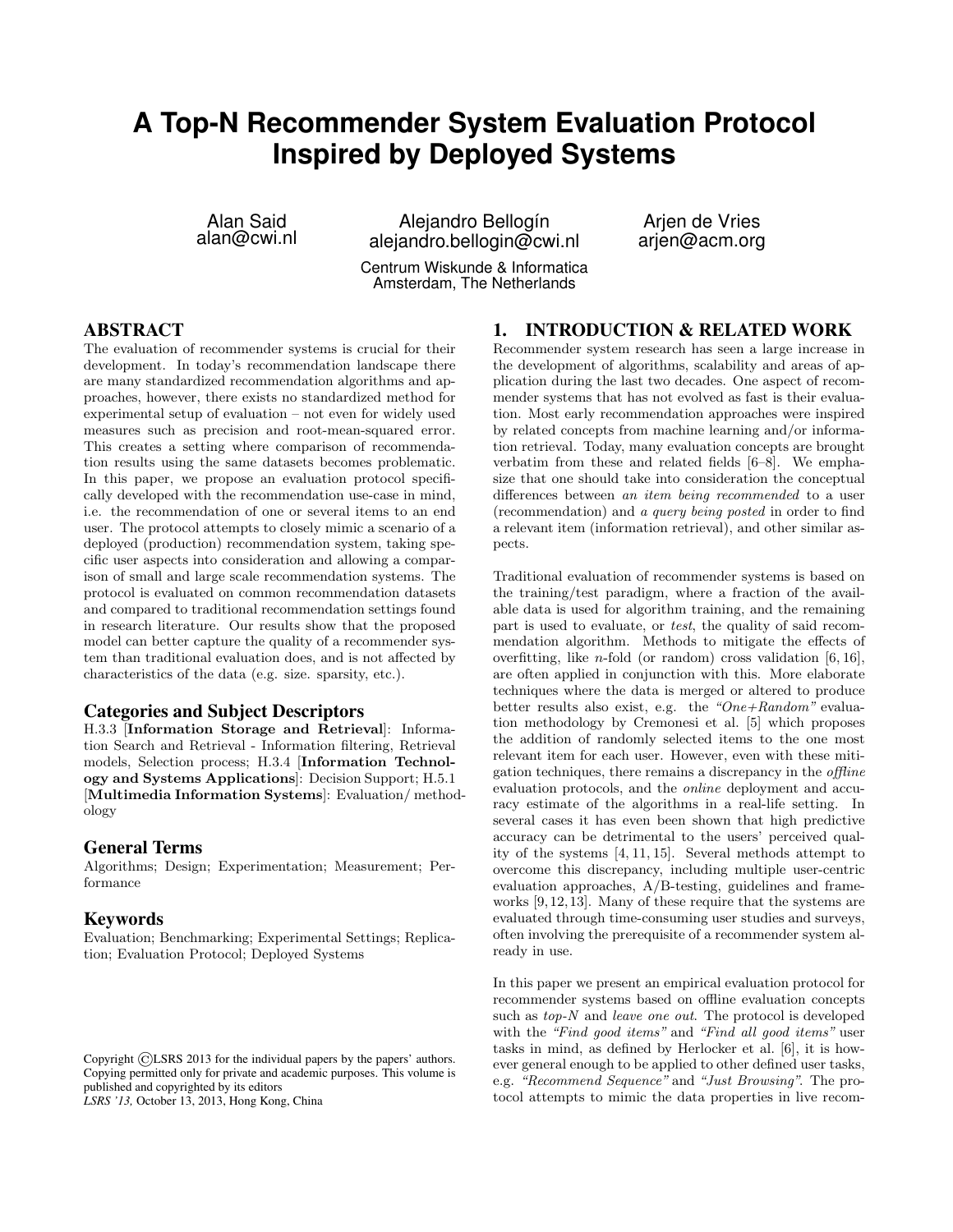# A Top-N Recommender System Evaluation Protocol Inspired by Deployed Systems

Alan Said
alan@cwi.nl

Alejandro Bellogín
alejandro.bellogin@cwi.nl

Arjen de Vries
arjen@acm.org

Centrum Wiskunde & Informatica
Amsterdam, The Netherlands

## ABSTRACT

The evaluation of recommender systems is crucial for their development. In today's recommendation landscape there are many standardized recommendation algorithms and approaches, however, there exists no standardized method for experimental setup of evaluation – not even for widely used measures such as precision and root-mean-squared error. This creates a setting where comparison of recommendation results using the same datasets becomes problematic. In this paper, we propose an evaluation protocol specifically developed with the recommendation use-case in mind, i.e. the recommendation of one or several items to an end user. The protocol attempts to closely mimic a scenario of a deployed (production) recommendation system, taking specific user aspects into consideration and allowing a comparison of small and large scale recommendation systems. The protocol is evaluated on common recommendation datasets and compared to traditional recommendation settings found in research literature. Our results show that the proposed model can better capture the quality of a recommender system than traditional evaluation does, and is not affected by characteristics of the data (e.g. size. sparsity, etc.).

### Categories and Subject Descriptors

H.3.3 [**Information Storage and Retrieval**]: Information Search and Retrieval - Information filtering, Retrieval models, Selection process; H.3.4 [**Information Technology and Systems Applications**]: Decision Support; H.5.1 [**Multimedia Information Systems**]: Evaluation/ methodology

### General Terms

Algorithms; Design; Experimentation; Measurement; Performance

### Keywords

Evaluation; Benchmarking; Experimental Settings; Replication; Evaluation Protocol; Deployed Systems

Copyright ©LSRS 2013 for the individual papers by the papers' authors. Copying permitted only for private and academic purposes. This volume is published and copyrighted by its editors
*LSRS '13,* October 13, 2013, Hong Kong, China

## 1. INTRODUCTION & RELATED WORK

Recommender system research has seen a large increase in the development of algorithms, scalability and areas of application during the last two decades. One aspect of recommender systems that has not evolved as fast is their evaluation. Most early recommendation approaches were inspired by related concepts from machine learning and/or information retrieval. Today, many evaluation concepts are brought verbatim from these and related fields [6–8]. We emphasize that one should take into consideration the conceptual differences between *an item being recommended* to a user (recommendation) and *a query being posted* in order to find a relevant item (information retrieval), and other similar aspects.

Traditional evaluation of recommender systems is based on the training/test paradigm, where a fraction of the available data is used for algorithm training, and the remaining part is used to evaluate, or *test*, the quality of said recommendation algorithm. Methods to mitigate the effects of overfitting, like *n*-fold (or random) cross validation [6, 16], are often applied in conjunction with this. More elaborate techniques where the data is merged or altered to produce better results also exist, e.g. the *"One+Random"* evaluation methodology by Cremonesi et al. [5] which proposes the addition of randomly selected items to the one most relevant item for each user. However, even with these mitigation techniques, there remains a discrepancy in the *offline* evaluation protocols, and the *online* deployment and accuracy estimate of the algorithms in a real-life setting. In several cases it has even been shown that high predictive accuracy can be detrimental to the users' perceived quality of the systems [4, 11, 15]. Several methods attempt to overcome this discrepancy, including multiple user-centric evaluation approaches, A/B-testing, guidelines and frameworks [9, 12, 13]. Many of these require that the systems are evaluated through time-consuming user studies and surveys, often involving the prerequisite of a recommender system already in use.

In this paper we present an empirical evaluation protocol for recommender systems based on offline evaluation concepts such as *top-N* and *leave one out*. The protocol is developed with the *"Find good items"* and *"Find all good items"* user tasks in mind, as defined by Herlocker et al. [6], it is however general enough to be applied to other defined user tasks, e.g. *"Recommend Sequence"* and *"Just Browsing"*. The protocol attempts to mimic the data properties in live recom-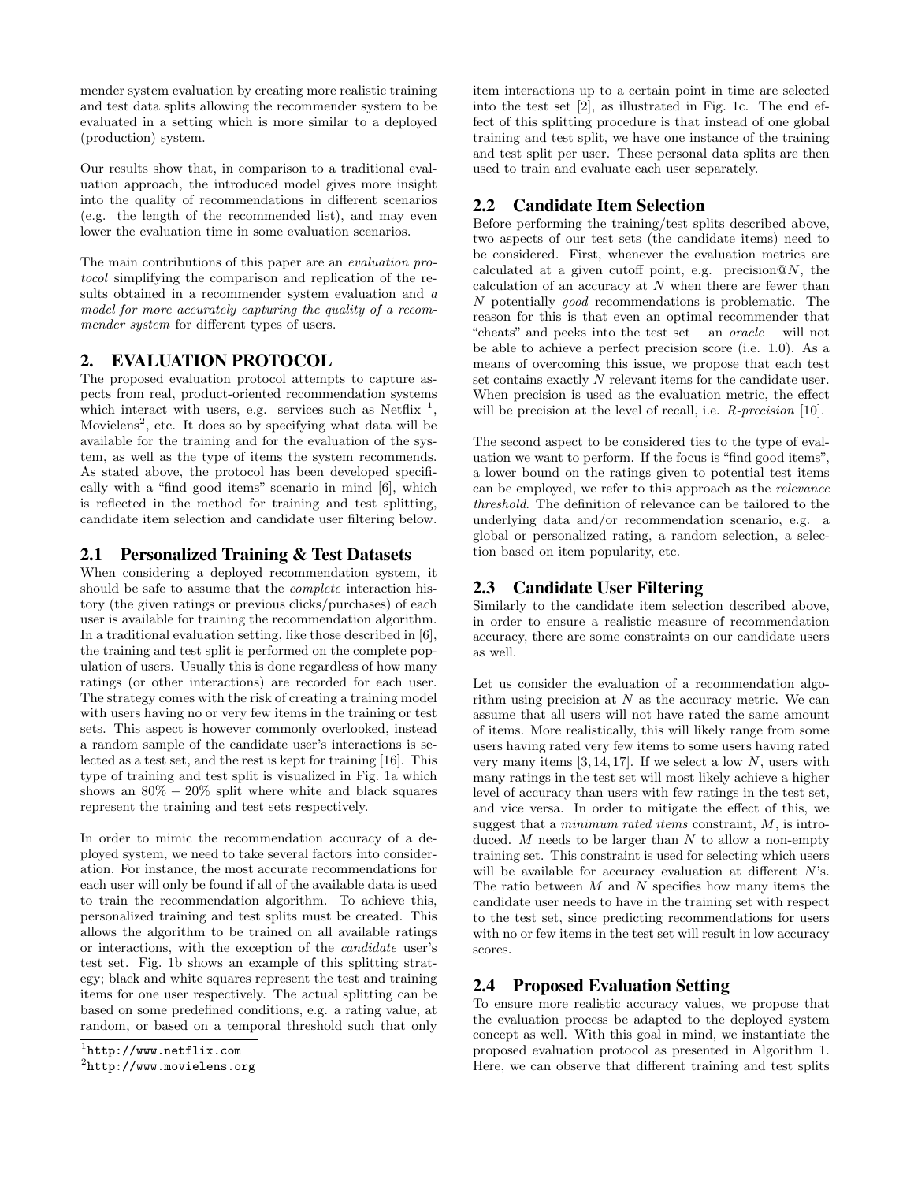mender system evaluation by creating more realistic training and test data splits allowing the recommender system to be evaluated in a setting which is more similar to a deployed (production) system.

Our results show that, in comparison to a traditional evaluation approach, the introduced model gives more insight into the quality of recommendations in different scenarios (e.g. the length of the recommended list), and may even lower the evaluation time in some evaluation scenarios.

The main contributions of this paper are an *evaluation protocol* simplifying the comparison and replication of the results obtained in a recommender system evaluation and *a model for more accurately capturing the quality of a recommender system* for different types of users.

## 2. EVALUATION PROTOCOL

The proposed evaluation protocol attempts to capture aspects from real, product-oriented recommendation systems which interact with users, e.g. services such as Netflix [1], Movielens[2], etc. It does so by specifying what data will be available for the training and for the evaluation of the system, as well as the type of items the system recommends. As stated above, the protocol has been developed specifically with a "find good items" scenario in mind [6], which is reflected in the method for training and test splitting, candidate item selection and candidate user filtering below.

### 2.1 Personalized Training & Test Datasets

When considering a deployed recommendation system, it should be safe to assume that the *complete* interaction history (the given ratings or previous clicks/purchases) of each user is available for training the recommendation algorithm. In a traditional evaluation setting, like those described in [6], the training and test split is performed on the complete population of users. Usually this is done regardless of how many ratings (or other interactions) are recorded for each user. The strategy comes with the risk of creating a training model with users having no or very few items in the training or test sets. This aspect is however commonly overlooked, instead a random sample of the candidate user's interactions is selected as a test set, and the rest is kept for training [16]. This type of training and test split is visualized in Fig. 1a which shows an $80\% - 20\%$ split where white and black squares represent the training and test sets respectively.

In order to mimic the recommendation accuracy of a deployed system, we need to take several factors into consideration. For instance, the most accurate recommendations for each user will only be found if all of the available data is used to train the recommendation algorithm. To achieve this, personalized training and test splits must be created. This allows the algorithm to be trained on all available ratings or interactions, with the exception of the *candidate* user's test set. Fig. 1b shows an example of this splitting strategy; black and white squares represent the test and training items for one user respectively. The actual splitting can be based on some predefined conditions, e.g. a rating value, at random, or based on a temporal threshold such that only item interactions up to a certain point in time are selected into the test set [2], as illustrated in Fig. 1c. The end effect of this splitting procedure is that instead of one global training and test split, we have one instance of the training and test split per user. These personal data splits are then used to train and evaluate each user separately.

### 2.2 Candidate Item Selection

Before performing the training/test splits described above, two aspects of our test sets (the candidate items) need to be considered. First, whenever the evaluation metrics are calculated at a given cutoff point, e.g. precision@$N$, the calculation of an accuracy at $N$ when there are fewer than $N$ potentially *good* recommendations is problematic. The reason for this is that even an optimal recommender that "cheats" and peeks into the test set – an *oracle* – will not be able to achieve a perfect precision score (i.e. 1.0). As a means of overcoming this issue, we propose that each test set contains exactly $N$ relevant items for the candidate user. When precision is used as the evaluation metric, the effect will be precision at the level of recall, i.e. *R-precision* [10].

The second aspect to be considered ties to the type of evaluation we want to perform. If the focus is "find good items", a lower bound on the ratings given to potential test items can be employed, we refer to this approach as the *relevance threshold*. The definition of relevance can be tailored to the underlying data and/or recommendation scenario, e.g. a global or personalized rating, a random selection, a selection based on item popularity, etc.

### 2.3 Candidate User Filtering

Similarly to the candidate item selection described above, in order to ensure a realistic measure of recommendation accuracy, there are some constraints on our candidate users as well.

Let us consider the evaluation of a recommendation algorithm using precision at $N$ as the accuracy metric. We can assume that all users will not have rated the same amount of items. More realistically, this will likely range from some users having rated very few items to some users having rated very many items [3, 14, 17]. If we select a low $N$, users with many ratings in the test set will most likely achieve a higher level of accuracy than users with few ratings in the test set, and vice versa. In order to mitigate the effect of this, we suggest that a *minimum rated items* constraint, $M$, is introduced. $M$ needs to be larger than $N$ to allow a non-empty training set. This constraint is used for selecting which users will be available for accuracy evaluation at different $N$'s. The ratio between $M$ and $N$ specifies how many items the candidate user needs to have in the training set with respect to the test set, since predicting recommendations for users with no or few items in the test set will result in low accuracy scores.

### 2.4 Proposed Evaluation Setting

To ensure more realistic accuracy values, we propose that the evaluation process be adapted to the deployed system concept as well. With this goal in mind, we instantiate the proposed evaluation protocol as presented in Algorithm 1. Here, we can observe that different training and test splits

[1] http://www.netflix.com

[2] http://www.movielens.org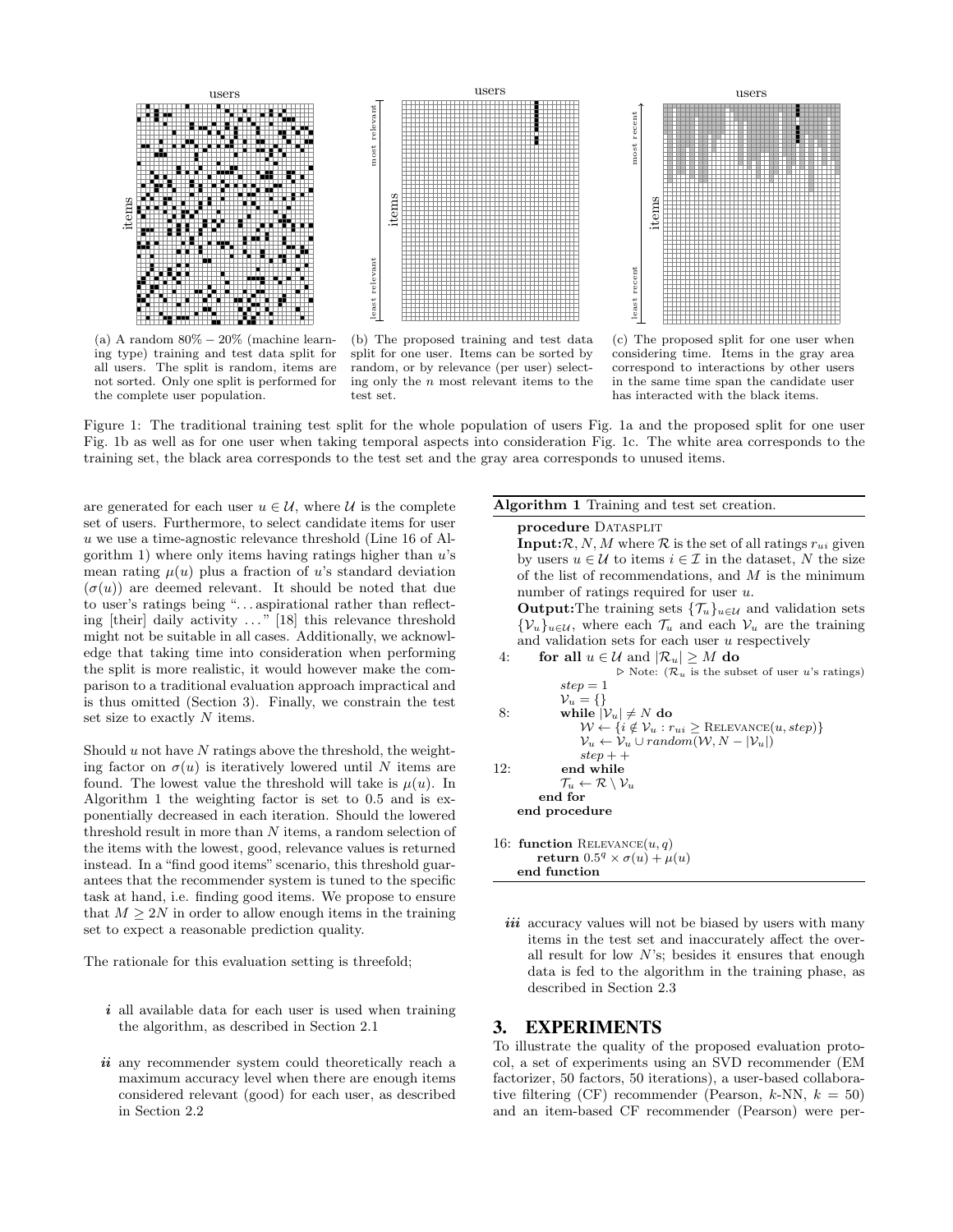(a) A random 80% – 20% (machine learning type) training and test data split for all users. The split is random, items are not sorted. Only one split is performed for the complete user population.

(b) The proposed training and test data split for one user. Items can be sorted by random, or by relevance (per user) selecting only the $n$ most relevant items to the test set.

(c) The proposed split for one user when considering time. Items in the gray area correspond to interactions by other users in the same time span the candidate user has interacted with the black items.

Figure 1: The traditional training test split for the whole population of users Fig. 1a and the proposed split for one user Fig. 1b as well as for one user when taking temporal aspects into consideration Fig. 1c. The white area corresponds to the training set, the black area corresponds to the test set and the gray area corresponds to unused items.

are generated for each user $u \in \mathcal{U}$, where $\mathcal{U}$ is the complete set of users. Furthermore, to select candidate items for user $u$ we use a time-agnostic relevance threshold (Line 16 of Algorithm 1) where only items having ratings higher than $u$'s mean rating $\mu(u)$ plus a fraction of $u$'s standard deviation ($\sigma(u)$) are deemed relevant. It should be noted that due to user's ratings being "...aspirational rather than reflecting [their] daily activity ..." [18] this relevance threshold might not be suitable in all cases. Additionally, we acknowledge that taking time into consideration when performing the split is more realistic, it would however make the comparison to a traditional evaluation approach impractical and is thus omitted (Section 3). Finally, we constrain the test set size to exactly $N$ items.

Should $u$ not have $N$ ratings above the threshold, the weighting factor on $\sigma(u)$ is iteratively lowered until $N$ items are found. The lowest value the threshold will take is $\mu(u)$. In Algorithm 1 the weighting factor is set to 0.5 and is exponentially decreased in each iteration. Should the lowered threshold result in more than $N$ items, a random selection of the items with the lowest, good, relevance values is returned instead. In a "find good items" scenario, this threshold guarantees that the recommender system is tuned to the specific task at hand, i.e. finding good items. We propose to ensure that $M \geq 2N$ in order to allow enough items in the training set to expect a reasonable prediction quality.

The rationale for this evaluation setting is threefold;

- ***i*** all available data for each user is used when training the algorithm, as described in Section 2.1
- ***ii*** any recommender system could theoretically reach a maximum accuracy level when there are enough items considered relevant (good) for each user, as described in Section 2.2
- ***iii*** accuracy values will not be biased by users with many items in the test set and inaccurately affect the overall result for low $N$'s; besides it ensures that enough data is fed to the algorithm in the training phase, as described in Section 2.3

**Algorithm 1** Training and test set creation.

```
    procedure DATASPLIT
      Input: R, N, M where R is the set of all ratings r_ui given
      by users u ∈ U to items i ∈ I in the dataset, N the size
      of the list of recommendations, and M is the minimum
      number of ratings required for user u.
      Output: The training sets {T_u}_{u∈U} and validation sets
      {V_u}_{u∈U}, where each T_u and each V_u are the training
      and validation sets for each user u respectively
 4:     for all u ∈ U and |R_u| ≥ M do
                      ▷ Note: (R_u is the subset of user u's ratings)
          step = 1
          V_u = {}
 8:       while |V_u| ≠ N do
            W ← {i ∉ V_u : r_ui ≥ RELEVANCE(u, step)}
            V_u ← V_u ∪ random(W, N − |V_u|)
            step++
12:       end while
          T_u ← R \ V_u
        end for
    end procedure

16: function RELEVANCE(u, q)
      return 0.5^q × σ(u) + μ(u)
    end function
```

## 3. EXPERIMENTS

To illustrate the quality of using the proposed evaluation protocol, a set of experiments using an SVD recommender (EM factorizer, 50 factors, 50 iterations), a user-based collaborative filtering (CF) recommender (Pearson, $k$-NN, $k = 50$) and an item-based CF recommender (Pearson) were per-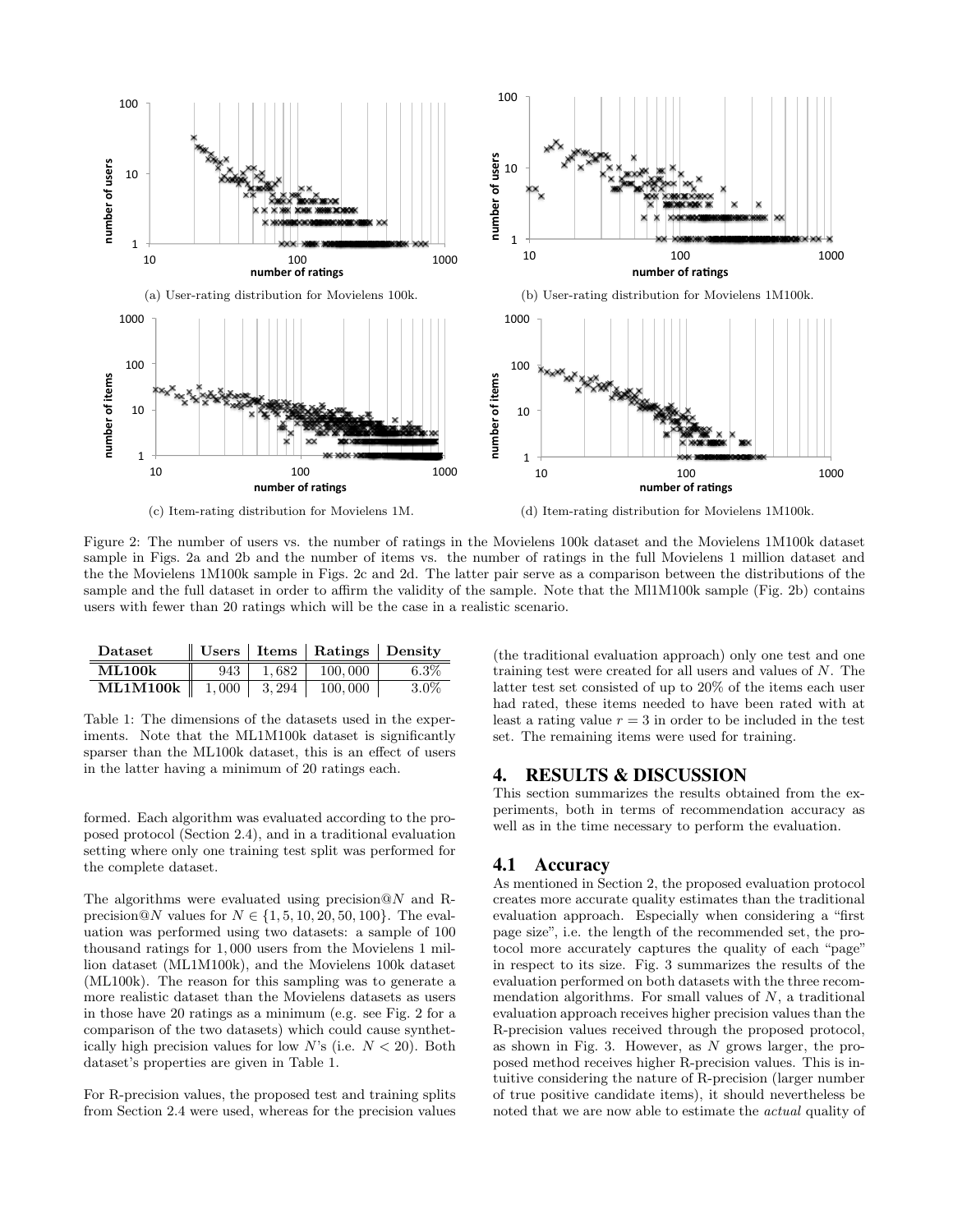(a) User-rating distribution for Movielens 100k.

(b) User-rating distribution for Movielens 1M100k.

(c) Item-rating distribution for Movielens 1M.

(d) Item-rating distribution for Movielens 1M100k.

Figure 2: The number of users vs. the number of ratings in the Movielens 100k dataset and the Movielens 1M100k dataset sample in Figs. 2a and 2b and the number of items vs. the number of ratings in the full Movielens 1 million dataset and the the Movielens 1M100k sample in Figs. 2c and 2d. The latter pair serve as a comparison between the distributions of the sample and the full dataset in order to affirm the validity of the sample. Note that the Ml1M100k sample (Fig. 2b) contains users with fewer than 20 ratings which will be the case in a realistic scenario.

| Dataset | Users | Items | Ratings | Density |
|---|---|---|---|---|
| **ML100k** | 943 | 1,682 | 100,000 | 6.3% |
| **ML1M100k** | 1,000 | 3,294 | 100,000 | 3.0% |

Table 1: The dimensions of the datasets used in the experiments. Note that the ML1M100k dataset is significantly sparser than the ML100k dataset, this is an effect of users in the latter having a minimum of 20 ratings each.

formed. Each algorithm was evaluated according to the proposed protocol (Section 2.4), and in a traditional evaluation setting where only one training test split was performed for the complete dataset.

The algorithms were evaluated using precision@$N$ and R-precision@$N$ values for $N \in \{1, 5, 10, 20, 50, 100\}$. The evaluation was performed using two datasets: a sample of 100 thousand ratings for 1,000 users from the Movielens 1 million dataset (ML1M100k), and the Movielens 100k dataset (ML100k). The reason for this sampling was to generate a more realistic dataset than the Movielens datasets as users in those have 20 ratings as a minimum (e.g. see Fig. 2 for a comparison of the two datasets) which could cause synthetically high precision values for low $N$'s (i.e. $N < 20$). Both dataset's properties are given in Table 1.

For R-precision values, the proposed test and training splits from Section 2.4 were used, whereas for the precision values (the traditional evaluation approach) only one test and one training test were created for all users and values of $N$. The latter test set consisted of up to 20% of the items each user had rated, these items needed to have been rated with at least a rating value $r = 3$ in order to be included in the test set. The remaining items were used for training.

## 4. RESULTS & DISCUSSION

This section summarizes the results obtained from the experiments, both in terms of recommendation accuracy as well as in the time necessary to perform the evaluation.

### 4.1 Accuracy

As mentioned in Section 2, the proposed evaluation protocol creates more accurate quality estimates than the traditional evaluation approach. Especially when considering a "first page size", i.e. the length of the recommended set, the protocol more accurately captures the quality of each "page" in respect to its size. Fig. 3 summarizes the results of the evaluation performed on both datasets with the three recommendation algorithms. For small values of $N$, a traditional evaluation approach receives higher precision values than the R-precision values received through the proposed protocol, as shown in Fig. 3. However, as $N$ grows larger, the proposed method receives higher R-precision values. This is intuitive considering the nature of R-precision (larger number of true positive candidate items), it should nevertheless be noted that we are now able to estimate the *actual* quality of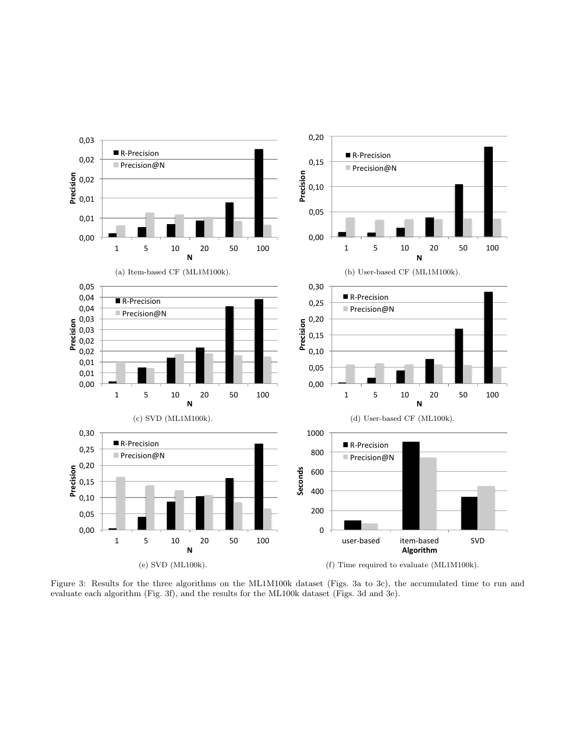(a) Item-based CF (ML1M100k).

(b) User-based CF (ML1M100k).

(c) SVD (ML1M100k).

(d) User-based CF (ML100k).

(e) SVD (ML100k).

(f) Time required to evaluate (ML1M100k).

Figure 3: Results for the three algorithms on the ML1M100k dataset (Figs. 3a to 3c), the accumulated time to run and evaluate each algorithm (Fig. 3f), and the results for the ML100k dataset (Figs. 3d and 3e).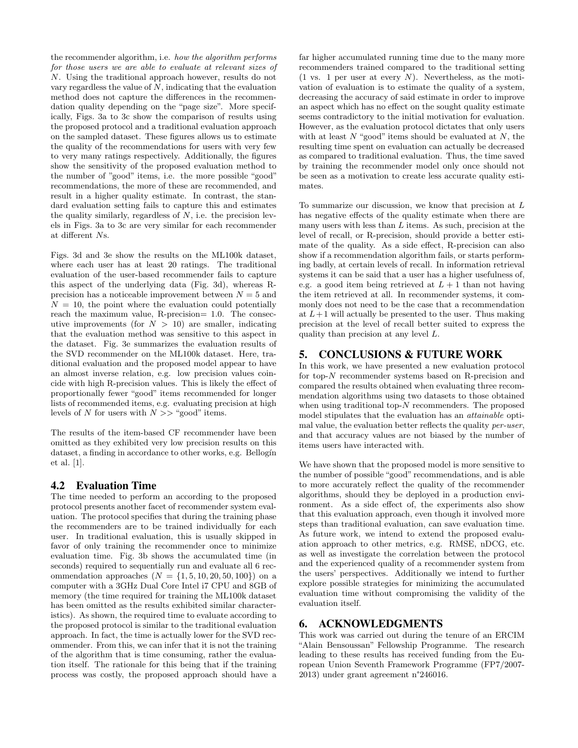the recommender algorithm, i.e. *how the algorithm performs for those users we are able to evaluate at relevant sizes of* $N$. Using the traditional approach however, results do not vary regardless the value of $N$, indicating that the evaluation method does not capture the differences in the recommendation quality depending on the "page size". More specifically, Figs. 3a to 3c show the comparison of results using the proposed protocol and a traditional evaluation approach on the sampled dataset. These figures allows us to estimate the quality of the recommendations for users with very few to very many ratings respectively. Additionally, the figures show the sensitivity of the proposed evaluation method to the number of "good" items, i.e. the more possible "good" recommendations, the more of these are recommended, and result in a higher quality estimate. In contrast, the standard evaluation setting fails to capture this and estimates the quality similarly, regardless of $N$, i.e. the precision levels in Figs. 3a to 3c are very similar for each recommender at different $N$s.

Figs. 3d and 3e show the results on the ML100k dataset, where each user has at least 20 ratings. The traditional evaluation of the user-based recommender fails to capture this aspect of the underlying data (Fig. 3d), whereas R-precision has a noticeable improvement between $N = 5$ and $N = 10$, the point where the evaluation could potentially reach the maximum value, R-precision= 1.0. The consecutive improvements (for $N > 10$) are smaller, indicating that the evaluation method was sensitive to this aspect in the dataset. Fig. 3e summarizes the evaluation results of the SVD recommender on the ML100k dataset. Here, traditional evaluation and the proposed model appear to have an almost inverse relation, e.g. low precision values coincide with high R-precision values. This is likely the effect of proportionally fewer "good" items recommended for longer lists of recommended items, e.g. evaluating precision at high levels of $N$ for users with $N >>$ "good" items.

The results of the item-based CF recommender have been omitted as they exhibited very low precision results on this dataset, a finding in accordance to other works, e.g. Bellogín et al. [1].

### 4.2 Evaluation Time

The time needed to perform an according to the proposed protocol presents another facet of recommender system evaluation. The protocol specifies that during the training phase the recommenders are to be trained individually for each user. In traditional evaluation, this is usually skipped in favor of only training the recommender once to minimize evaluation time. Fig. 3b shows the accumulated time (in seconds) required to sequentially run and evaluate all 6 recommendation approaches ($N = \{1, 5, 10, 20, 50, 100\}$) on a computer with a 3GHz Dual Core Intel i7 CPU and 8GB of memory (the time required for training the ML100k dataset has been omitted as the results exhibited similar characteristics). As shown, the required time to evaluate according to the proposed protocol is similar to the traditional evaluation approach. In fact, the time is actually lower for the SVD recommender. From this, we can infer that it is not the training of the algorithm that is time consuming, rather the evaluation itself. The rationale for this being that if the training process was costly, the proposed approach should have a far higher accumulated running time due to the many more recommenders trained compared to the traditional setting (1 vs. 1 per user at every $N$). Nevertheless, as the motivation of evaluation is to estimate the quality of a system, decreasing the accuracy of said estimate in order to improve an aspect which has no effect on the sought quality estimate seems contradictory to the initial motivation for evaluation. However, as the evaluation protocol dictates that only users with at least $N$ "good" items should be evaluated at $N$, the resulting time spent on evaluation can actually be decreased as compared to traditional evaluation. Thus, the time saved by training the recommender model only once should not be seen as a motivation to create less accurate quality estimates.

To summarize our discussion, we know that precision at $L$ has negative effects of the quality estimate when there are many users with less than $L$ items. As such, precision at the level of recall, or R-precision, should provide a better estimate of the quality. As a side effect, R-precision can also show if a recommendation algorithm fails, or starts performing badly, at certain levels of recall. In information retrieval systems it can be said that a user has a higher usefulness of, e.g. a good item being retrieved at $L + 1$ than not having the item retrieved at all. In recommender systems, it commonly does not need to be the case that a recommendation at $L+1$ will actually be presented to the user. Thus making precision at the level of recall better suited to express the quality than precision at any level $L$.

## 5. CONCLUSIONS & FUTURE WORK

In this work, we have presented a new evaluation protocol for top-$N$ recommender systems based on R-precision and compared the results obtained when evaluating three recommendation algorithms using two datasets to those obtained when using traditional top-$N$ recommenders. The proposed model stipulates that the evaluation has an *attainable* optimal value, the evaluation better reflects the quality *per-user*, and that accuracy values are not biased by the number of items users have interacted with.

We have shown that the proposed model is more sensitive to the number of possible "good" recommendations, and is able to more accurately reflect the quality of the recommender algorithms, should they be deployed in a production environment. As a side effect of, the experiments also show that this evaluation approach, even though it involved more steps than traditional evaluation, can save evaluation time. As future work, we intend to extend the proposed evaluation approach to other metrics, e.g. RMSE, nDCG, etc. as well as investigate the correlation between the protocol and the experienced quality of a recommender system from the users' perspectives. Additionally we intend to further explore possible strategies for minimizing the accumulated evaluation time without compromising the validity of the evaluation itself.

## 6. ACKNOWLEDGMENTS

This work was carried out during the tenure of an ERCIM "Alain Bensoussan" Fellowship Programme. The research leading to these results has received funding from the European Union Seventh Framework Programme (FP7/2007-2013) under grant agreement n°246016.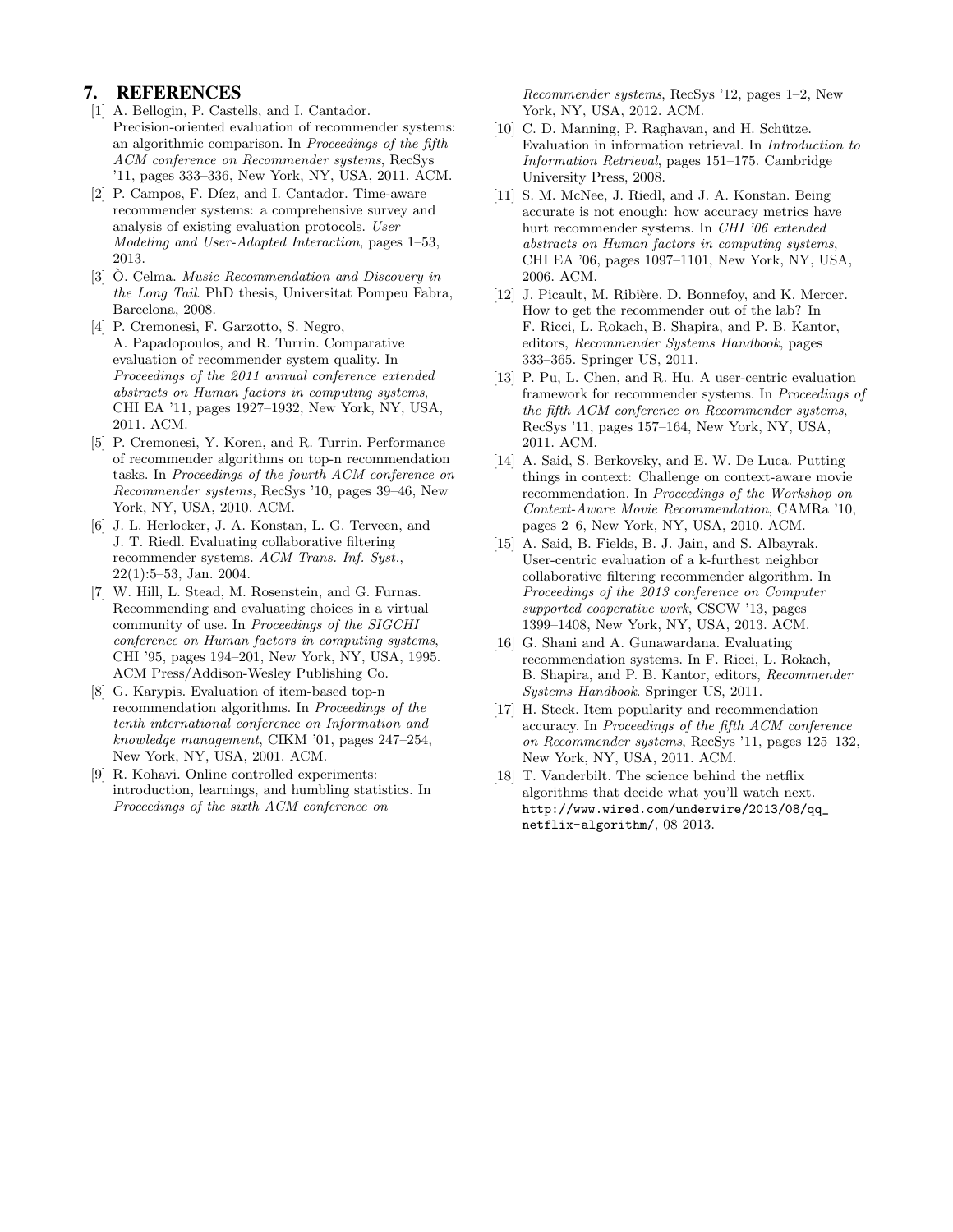## 7. REFERENCES

[1] A. Bellogin, P. Castells, and I. Cantador. Precision-oriented evaluation of recommender systems: an algorithmic comparison. In *Proceedings of the fifth ACM conference on Recommender systems*, RecSys '11, pages 333–336, New York, NY, USA, 2011. ACM.

[2] P. Campos, F. Díez, and I. Cantador. Time-aware recommender systems: a comprehensive survey and analysis of existing evaluation protocols. *User Modeling and User-Adapted Interaction*, pages 1–53, 2013.

[3] Ò. Celma. *Music Recommendation and Discovery in the Long Tail*. PhD thesis, Universitat Pompeu Fabra, Barcelona, 2008.

[4] P. Cremonesi, F. Garzotto, S. Negro, A. Papadopoulos, and R. Turrin. Comparative evaluation of recommender system quality. In *Proceedings of the 2011 annual conference extended abstracts on Human factors in computing systems*, CHI EA '11, pages 1927–1932, New York, NY, USA, 2011. ACM.

[5] P. Cremonesi, Y. Koren, and R. Turrin. Performance of recommender algorithms on top-n recommendation tasks. In *Proceedings of the fourth ACM conference on Recommender systems*, RecSys '10, pages 39–46, New York, NY, USA, 2010. ACM.

[6] J. L. Herlocker, J. A. Konstan, L. G. Terveen, and J. T. Riedl. Evaluating collaborative filtering recommender systems. *ACM Trans. Inf. Syst.*, 22(1):5–53, Jan. 2004.

[7] W. Hill, L. Stead, M. Rosenstein, and G. Furnas. Recommending and evaluating choices in a virtual community of use. In *Proceedings of the SIGCHI conference on Human factors in computing systems*, CHI '95, pages 194–201, New York, NY, USA, 1995. ACM Press/Addison-Wesley Publishing Co.

[8] G. Karypis. Evaluation of item-based top-n recommendation algorithms. In *Proceedings of the tenth international conference on Information and knowledge management*, CIKM '01, pages 247–254, New York, NY, USA, 2001. ACM.

[9] R. Kohavi. Online controlled experiments: introduction, learnings, and humbling statistics. In *Proceedings of the sixth ACM conference on Recommender systems*, RecSys '12, pages 1–2, New York, NY, USA, 2012. ACM.

[10] C. D. Manning, P. Raghavan, and H. Schütze. Evaluation in information retrieval. In *Introduction to Information Retrieval*, pages 151–175. Cambridge University Press, 2008.

[11] S. M. McNee, J. Riedl, and J. A. Konstan. Being accurate is not enough: how accuracy metrics have hurt recommender systems. In *CHI '06 extended abstracts on Human factors in computing systems*, CHI EA '06, pages 1097–1101, New York, NY, USA, 2006. ACM.

[12] J. Picault, M. Ribière, D. Bonnefoy, and K. Mercer. How to get the recommender out of the lab? In F. Ricci, L. Rokach, B. Shapira, and P. B. Kantor, editors, *Recommender Systems Handbook*, pages 333–365. Springer US, 2011.

[13] P. Pu, L. Chen, and R. Hu. A user-centric evaluation framework for recommender systems. In *Proceedings of the fifth ACM conference on Recommender systems*, RecSys '11, pages 157–164, New York, NY, USA, 2011. ACM.

[14] A. Said, S. Berkovsky, and E. W. De Luca. Putting things in context: Challenge on context-aware movie recommendation. In *Proceedings of the Workshop on Context-Aware Movie Recommendation*, CAMRa '10, pages 2–6, New York, NY, USA, 2010. ACM.

[15] A. Said, B. Fields, B. J. Jain, and S. Albayrak. User-centric evaluation of a k-furthest neighbor collaborative filtering recommender algorithm. In *Proceedings of the 2013 conference on Computer supported cooperative work*, CSCW '13, pages 1399–1408, New York, NY, USA, 2013. ACM.

[16] G. Shani and A. Gunawardana. Evaluating recommendation systems. In F. Ricci, L. Rokach, B. Shapira, and P. B. Kantor, editors, *Recommender Systems Handbook*. Springer US, 2011.

[17] H. Steck. Item popularity and recommendation accuracy. In *Proceedings of the fifth ACM conference on Recommender systems*, RecSys '11, pages 125–132, New York, NY, USA, 2011. ACM.

[18] T. Vanderbilt. The science behind the netflix algorithms that decide what you'll watch next. http://www.wired.com/underwire/2013/08/qq_netflix-algorithm/, 08 2013.